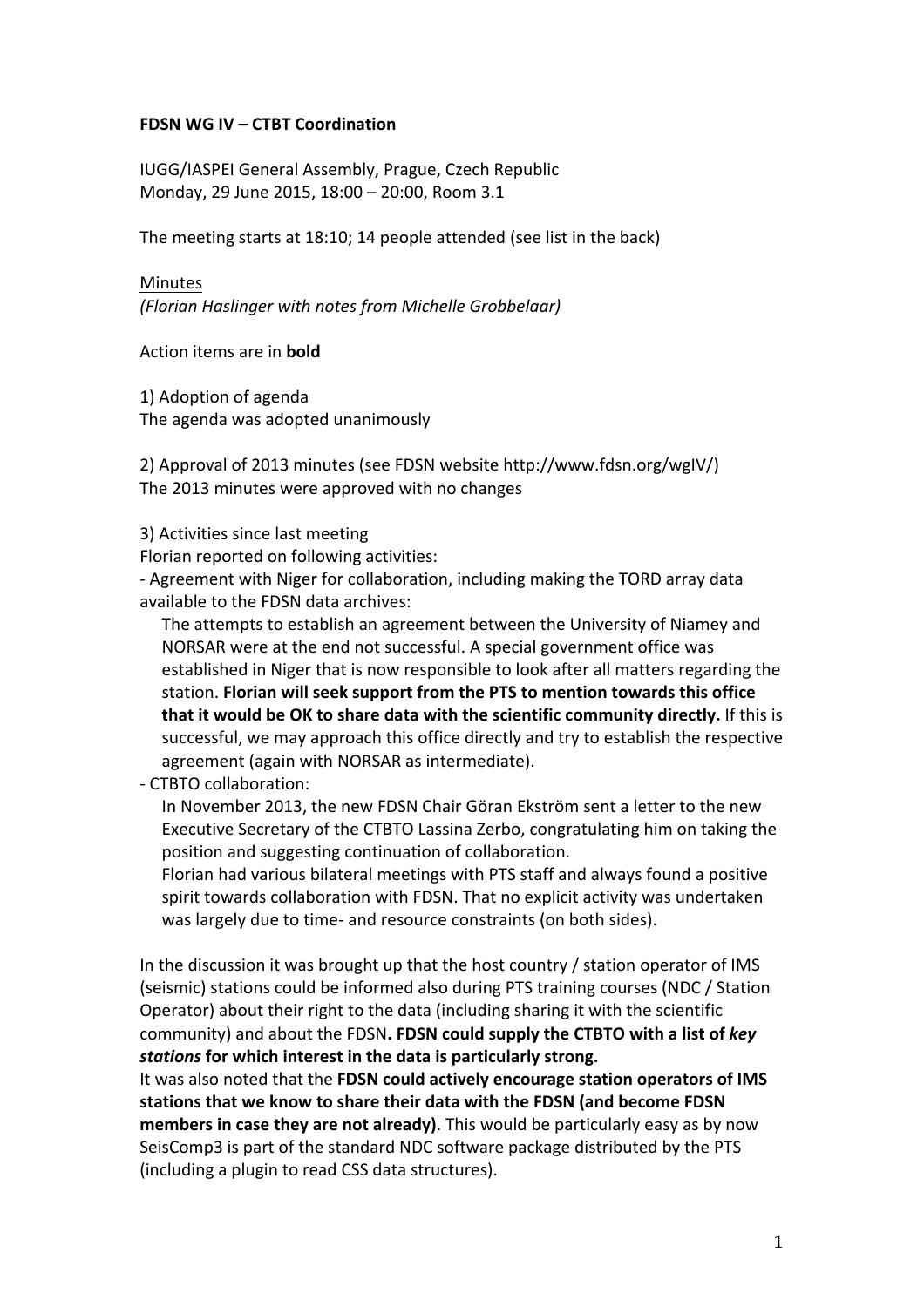**FDSN WG IV – CTBT Coordination**

IUGG/IASPEI General Assembly, Prague, Czech Republic
Monday, 29 June 2015, 18:00 – 20:00, Room 3.1

The meeting starts at 18:10; 14 people attended (see list in the back)

Minutes
*(Florian Haslinger with notes from Michelle Grobbelaar)*

Action items are in **bold**

1) Adoption of agenda
The agenda was adopted unanimously

2) Approval of 2013 minutes (see FDSN website http://www.fdsn.org/wgIV/)
The 2013 minutes were approved with no changes

3) Activities since last meeting
Florian reported on following activities:

- Agreement with Niger for collaboration, including making the TORD array data available to the FDSN data archives:
  The attempts to establish an agreement between the University of Niamey and NORSAR were at the end not successful. A special government office was established in Niger that is now responsible to look after all matters regarding the station. **Florian will seek support from the PTS to mention towards this office that it would be OK to share data with the scientific community directly.** If this is successful, we may approach this office directly and try to establish the respective agreement (again with NORSAR as intermediate).
- CTBTO collaboration:
  In November 2013, the new FDSN Chair Göran Ekström sent a letter to the new Executive Secretary of the CTBTO Lassina Zerbo, congratulating him on taking the position and suggesting continuation of collaboration.
  Florian had various bilateral meetings with PTS staff and always found a positive spirit towards collaboration with FDSN. That no explicit activity was undertaken was largely due to time- and resource constraints (on both sides).

In the discussion it was brought up that the host country / station operator of IMS (seismic) stations could be informed also during PTS training courses (NDC / Station Operator) about their right to the data (including sharing it with the scientific community) and about the FDSN**. FDSN could supply the CTBTO with a list of *key stations* for which interest in the data is particularly strong.**
It was also noted that the **FDSN could actively encourage station operators of IMS stations that we know to share their data with the FDSN (and become FDSN members in case they are not already)**. This would be particularly easy as by now SeisComp3 is part of the standard NDC software package distributed by the PTS (including a plugin to read CSS data structures).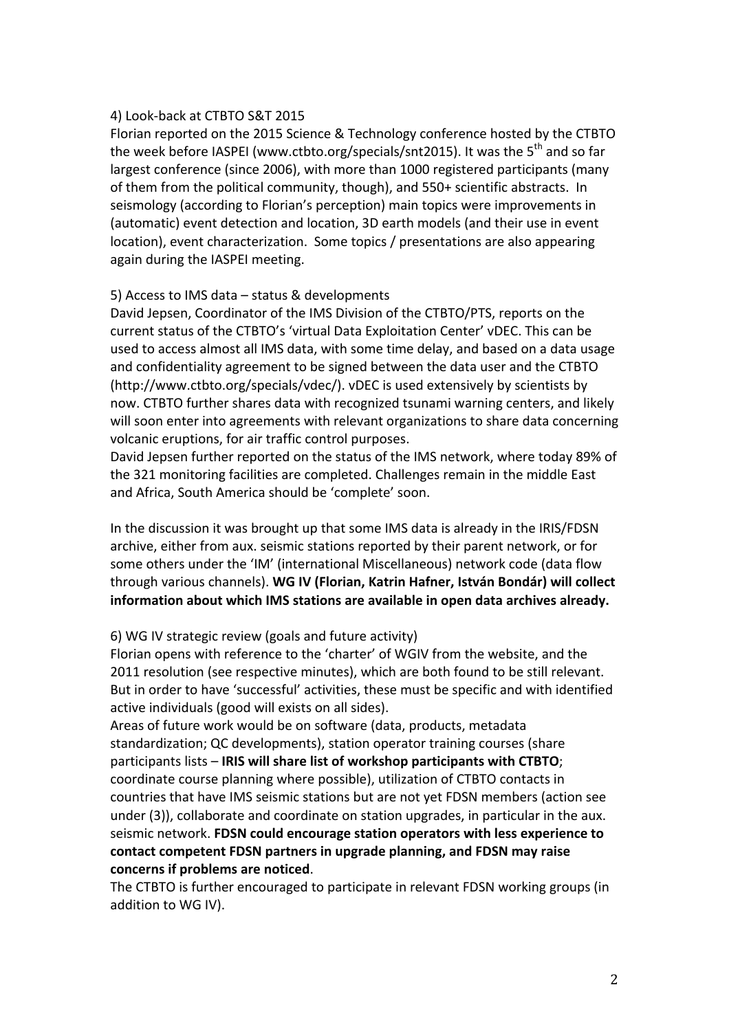4) Look-back at CTBTO S&T 2015

Florian reported on the 2015 Science & Technology conference hosted by the CTBTO the week before IASPEI (www.ctbto.org/specials/snt2015). It was the $5^{th}$ and so far largest conference (since 2006), with more than 1000 registered participants (many of them from the political community, though), and 550+ scientific abstracts. In seismology (according to Florian's perception) main topics were improvements in (automatic) event detection and location, 3D earth models (and their use in event location), event characterization. Some topics / presentations are also appearing again during the IASPEI meeting.

5) Access to IMS data – status & developments

David Jepsen, Coordinator of the IMS Division of the CTBTO/PTS, reports on the current status of the CTBTO's 'virtual Data Exploitation Center' vDEC. This can be used to access almost all IMS data, with some time delay, and based on a data usage and confidentiality agreement to be signed between the data user and the CTBTO (http://www.ctbto.org/specials/vdec/). vDEC is used extensively by scientists by now. CTBTO further shares data with recognized tsunami warning centers, and likely will soon enter into agreements with relevant organizations to share data concerning volcanic eruptions, for air traffic control purposes.

David Jepsen further reported on the status of the IMS network, where today 89% of the 321 monitoring facilities are completed. Challenges remain in the middle East and Africa, South America should be 'complete' soon.

In the discussion it was brought up that some IMS data is already in the IRIS/FDSN archive, either from aux. seismic stations reported by their parent network, or for some others under the 'IM' (international Miscellaneous) network code (data flow through various channels). **WG IV (Florian, Katrin Hafner, István Bondár) will collect information about which IMS stations are available in open data archives already.**

6) WG IV strategic review (goals and future activity)

Florian opens with reference to the 'charter' of WGIV from the website, and the 2011 resolution (see respective minutes), which are both found to be still relevant. But in order to have 'successful' activities, these must be specific and with identified active individuals (good will exists on all sides).

Areas of future work would be on software (data, products, metadata standardization; QC developments), station operator training courses (share participants lists – **IRIS will share list of workshop participants with CTBTO**; coordinate course planning where possible), utilization of CTBTO contacts in countries that have IMS seismic stations but are not yet FDSN members (action see under (3)), collaborate and coordinate on station upgrades, in particular in the aux. seismic network. **FDSN could encourage station operators with less experience to contact competent FDSN partners in upgrade planning, and FDSN may raise concerns if problems are noticed**.

The CTBTO is further encouraged to participate in relevant FDSN working groups (in addition to WG IV).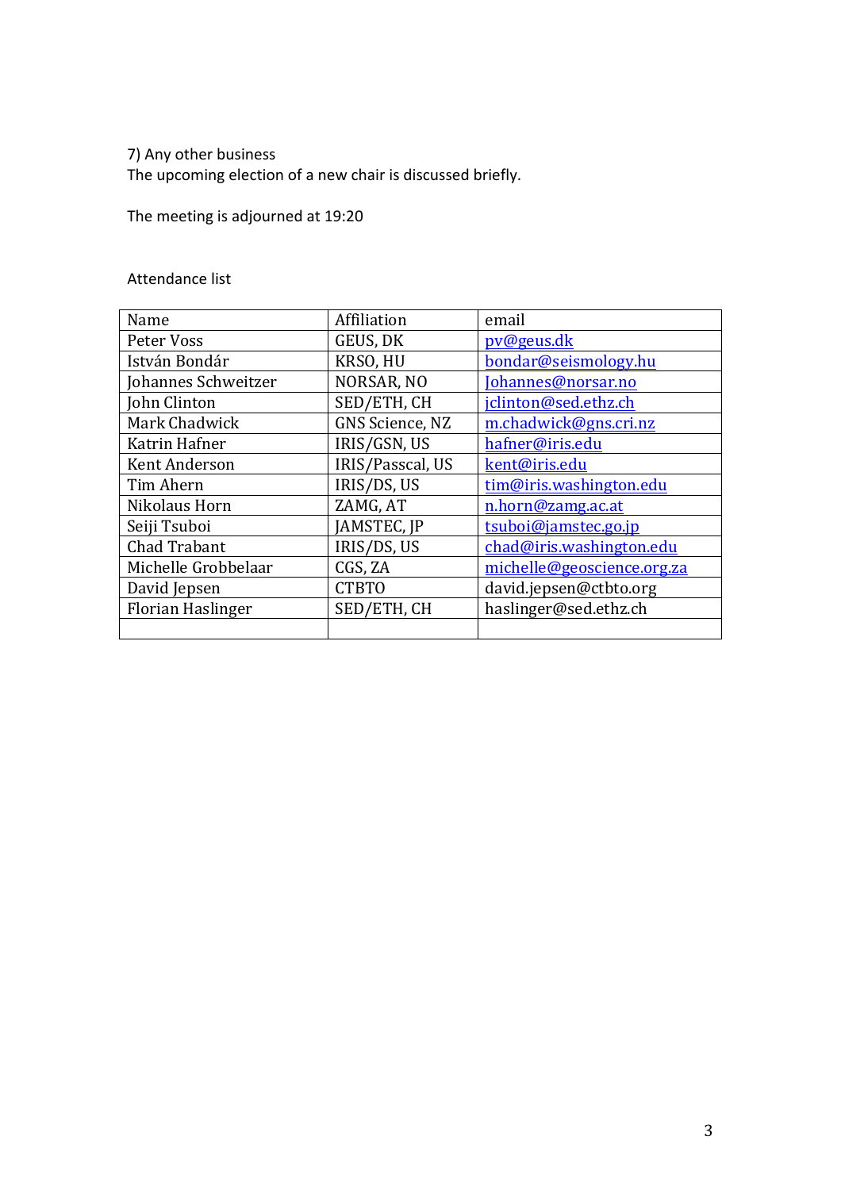7) Any other business

The upcoming election of a new chair is discussed briefly.

The meeting is adjourned at 19:20

Attendance list

| Name | Affiliation | email |
| --- | --- | --- |
| Peter Voss | GEUS, DK | pv@geus.dk |
| István Bondár | KRSO, HU | bondar@seismology.hu |
| Johannes Schweitzer | NORSAR, NO | Johannes@norsar.no |
| John Clinton | SED/ETH, CH | jclinton@sed.ethz.ch |
| Mark Chadwick | GNS Science, NZ | m.chadwick@gns.cri.nz |
| Katrin Hafner | IRIS/GSN, US | hafner@iris.edu |
| Kent Anderson | IRIS/Passcal, US | kent@iris.edu |
| Tim Ahern | IRIS/DS, US | tim@iris.washington.edu |
| Nikolaus Horn | ZAMG, AT | n.horn@zamg.ac.at |
| Seiji Tsuboi | JAMSTEC, JP | tsuboi@jamstec.go.jp |
| Chad Trabant | IRIS/DS, US | chad@iris.washington.edu |
| Michelle Grobbelaar | CGS, ZA | michelle@geoscience.org.za |
| David Jepsen | CTBTO | david.jepsen@ctbto.org |
| Florian Haslinger | SED/ETH, CH | haslinger@sed.ethz.ch |
| | | |